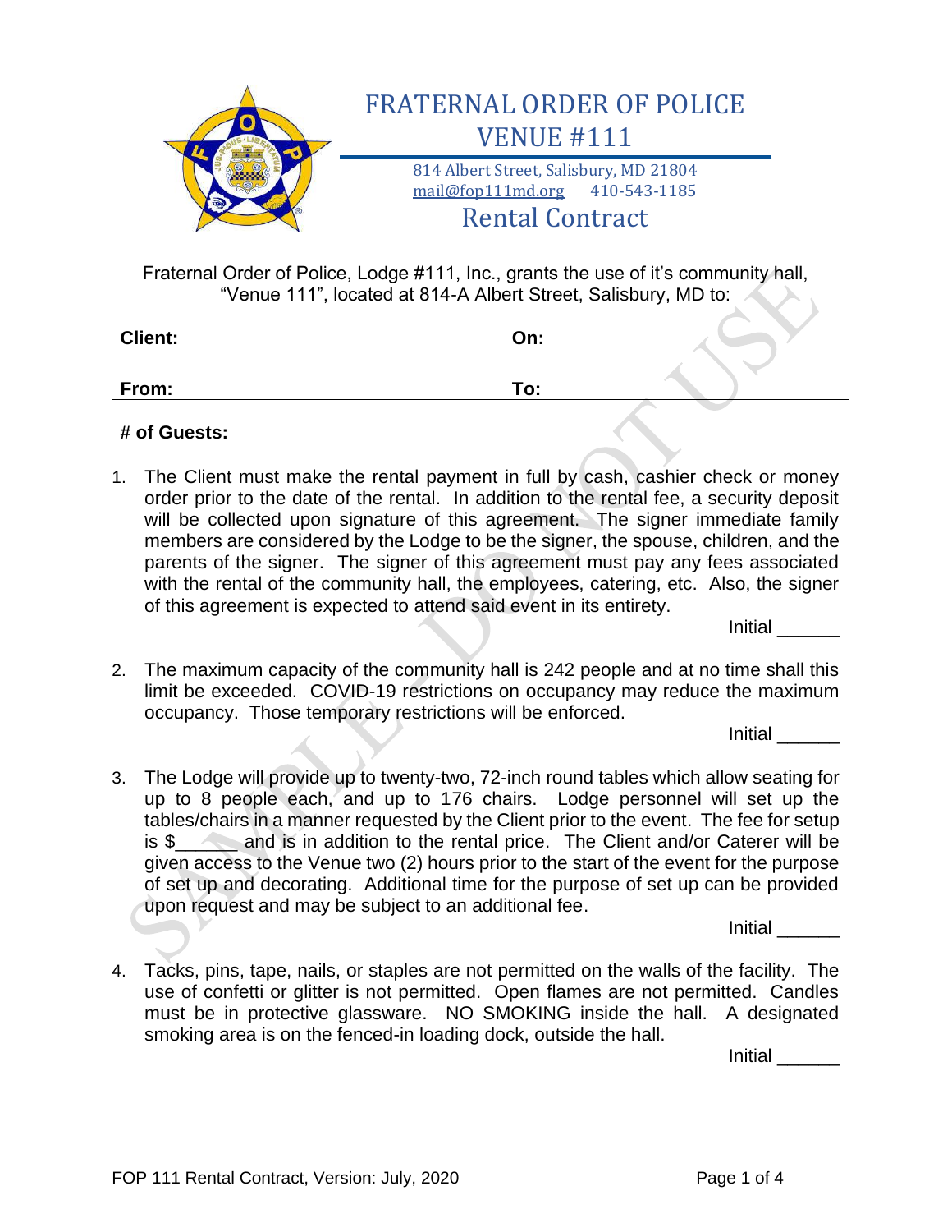# FRATERNAL ORDER OF POLICE VENUE #111

814 Albert Street, Salisbury, MD 21804
mail@fop111md.org 410-543-1185

## Rental Contract

Fraternal Order of Police, Lodge #111, Inc., grants the use of it's community hall, "Venue 111", located at 814-A Albert Street, Salisbury, MD to:

**Client:** **On:**

**From:** **To:**

**# of Guests:**

1. The Client must make the rental payment in full by cash, cashier check or money order prior to the date of the rental. In addition to the rental fee, a security deposit will be collected upon signature of this agreement. The signer immediate family members are considered by the Lodge to be the signer, the spouse, children, and the parents of the signer. The signer of this agreement must pay any fees associated with the rental of the community hall, the employees, catering, etc. Also, the signer of this agreement is expected to attend said event in its entirety.

   Initial ______

2. The maximum capacity of the community hall is 242 people and at no time shall this limit be exceeded. COVID-19 restrictions on occupancy may reduce the maximum occupancy. Those temporary restrictions will be enforced.

   Initial ______

3. The Lodge will provide up to twenty-two, 72-inch round tables which allow seating for up to 8 people each, and up to 176 chairs. Lodge personnel will set up the tables/chairs in a manner requested by the Client prior to the event. The fee for setup is $______ and is in addition to the rental price. The Client and/or Caterer will be given access to the Venue two (2) hours prior to the start of the event for the purpose of set up and decorating. Additional time for the purpose of set up can be provided upon request and may be subject to an additional fee.

   Initial ______

4. Tacks, pins, tape, nails, or staples are not permitted on the walls of the facility. The use of confetti or glitter is not permitted. Open flames are not permitted. Candles must be in protective glassware. NO SMOKING inside the hall. A designated smoking area is on the fenced-in loading dock, outside the hall.

   Initial ______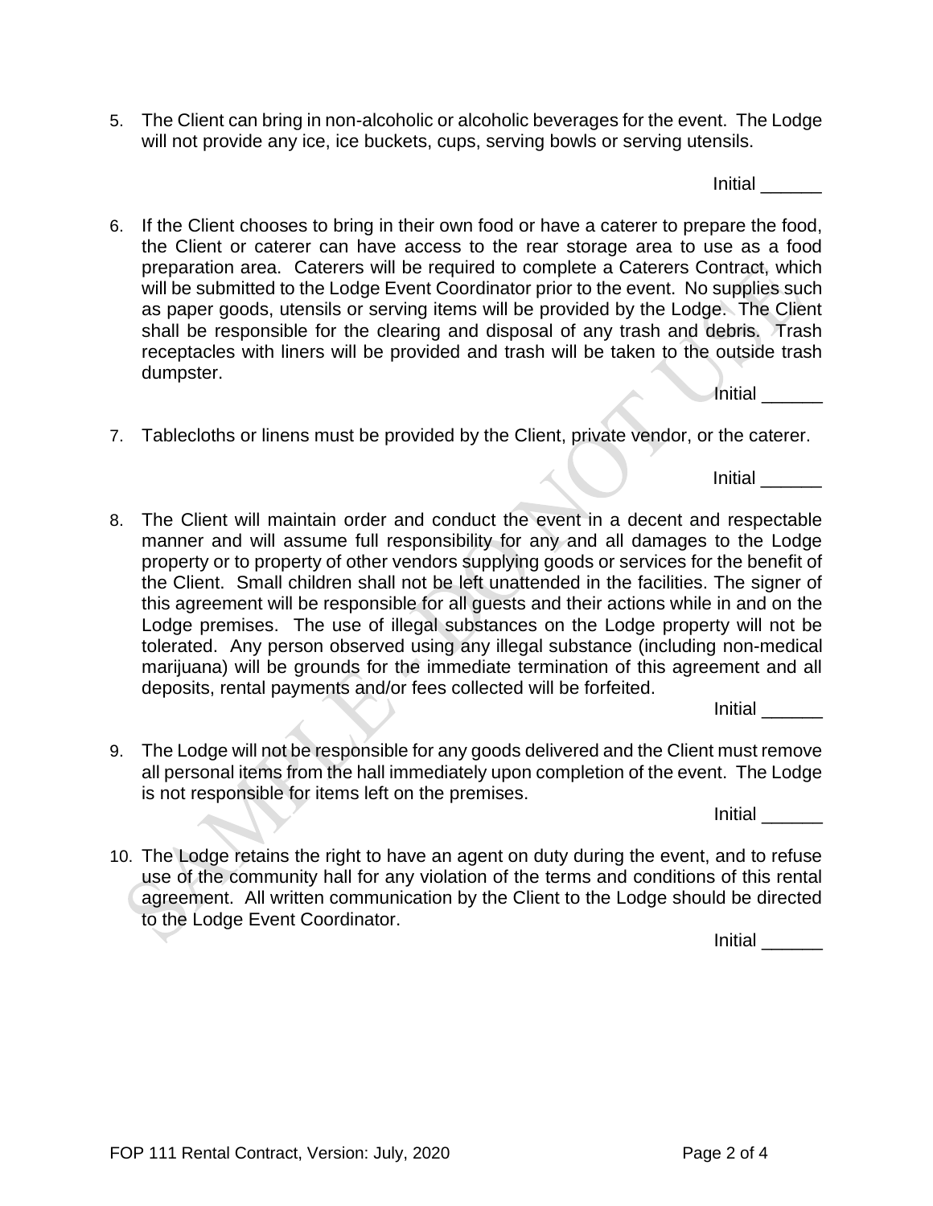5. The Client can bring in non-alcoholic or alcoholic beverages for the event. The Lodge will not provide any ice, ice buckets, cups, serving bowls or serving utensils.

   Initial ______

6. If the Client chooses to bring in their own food or have a caterer to prepare the food, the Client or caterer can have access to the rear storage area to use as a food preparation area. Caterers will be required to complete a Caterers Contract, which will be submitted to the Lodge Event Coordinator prior to the event. No supplies such as paper goods, utensils or serving items will be provided by the Lodge. The Client shall be responsible for the clearing and disposal of any trash and debris. Trash receptacles with liners will be provided and trash will be taken to the outside trash dumpster.

   Initial ______

7. Tablecloths or linens must be provided by the Client, private vendor, or the caterer.

   Initial ______

8. The Client will maintain order and conduct the event in a decent and respectable manner and will assume full responsibility for any and all damages to the Lodge property or to property of other vendors supplying goods or services for the benefit of the Client. Small children shall not be left unattended in the facilities. The signer of this agreement will be responsible for all guests and their actions while in and on the Lodge premises. The use of illegal substances on the Lodge property will not be tolerated. Any person observed using any illegal substance (including non-medical marijuana) will be grounds for the immediate termination of this agreement and all deposits, rental payments and/or fees collected will be forfeited.

   Initial ______

9. The Lodge will not be responsible for any goods delivered and the Client must remove all personal items from the hall immediately upon completion of the event. The Lodge is not responsible for items left on the premises.

   Initial ______

10. The Lodge retains the right to have an agent on duty during the event, and to refuse use of the community hall for any violation of the terms and conditions of this rental agreement. All written communication by the Client to the Lodge should be directed to the Lodge Event Coordinator.

    Initial ______

FOP 111 Rental Contract, Version: July, 2020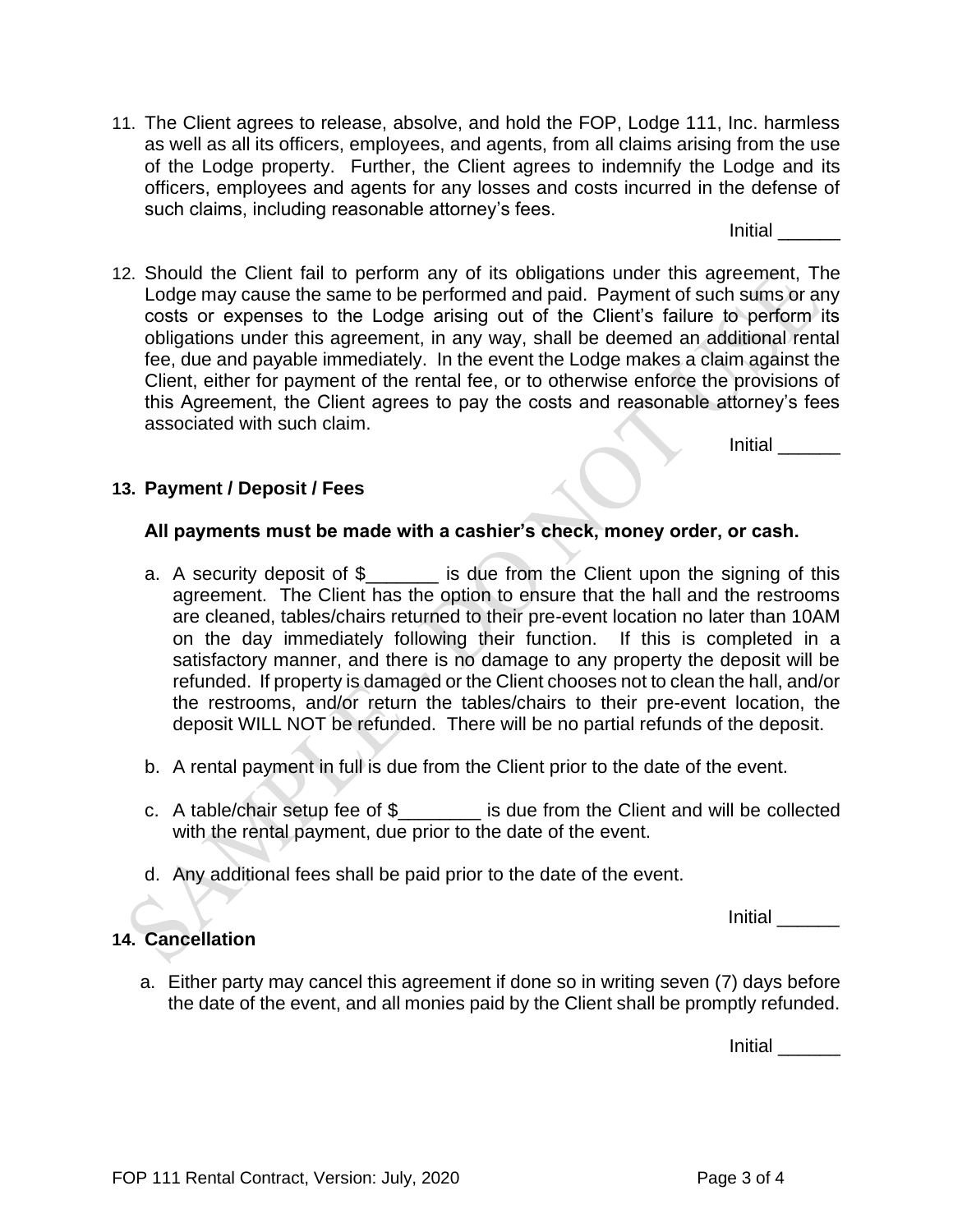11. The Client agrees to release, absolve, and hold the FOP, Lodge 111, Inc. harmless as well as all its officers, employees, and agents, from all claims arising from the use of the Lodge property. Further, the Client agrees to indemnify the Lodge and its officers, employees and agents for any losses and costs incurred in the defense of such claims, including reasonable attorney's fees.

Initial ______

12. Should the Client fail to perform any of its obligations under this agreement, The Lodge may cause the same to be performed and paid. Payment of such sums or any costs or expenses to the Lodge arising out of the Client's failure to perform its obligations under this agreement, in any way, shall be deemed an additional rental fee, due and payable immediately. In the event the Lodge makes a claim against the Client, either for payment of the rental fee, or to otherwise enforce the provisions of this Agreement, the Client agrees to pay the costs and reasonable attorney's fees associated with such claim.

Initial ______

**13. Payment / Deposit / Fees**

**All payments must be made with a cashier's check, money order, or cash.**

a. A security deposit of $_______ is due from the Client upon the signing of this agreement. The Client has the option to ensure that the hall and the restrooms are cleaned, tables/chairs returned to their pre-event location no later than 10AM on the day immediately following their function. If this is completed in a satisfactory manner, and there is no damage to any property the deposit will be refunded. If property is damaged or the Client chooses not to clean the hall, and/or the restrooms, and/or return the tables/chairs to their pre-event location, the deposit WILL NOT be refunded. There will be no partial refunds of the deposit.

b. A rental payment in full is due from the Client prior to the date of the event.

c. A table/chair setup fee of $________ is due from the Client and will be collected with the rental payment, due prior to the date of the event.

d. Any additional fees shall be paid prior to the date of the event.

Initial ______

**14. Cancellation**

a. Either party may cancel this agreement if done so in writing seven (7) days before the date of the event, and all monies paid by the Client shall be promptly refunded.

Initial ______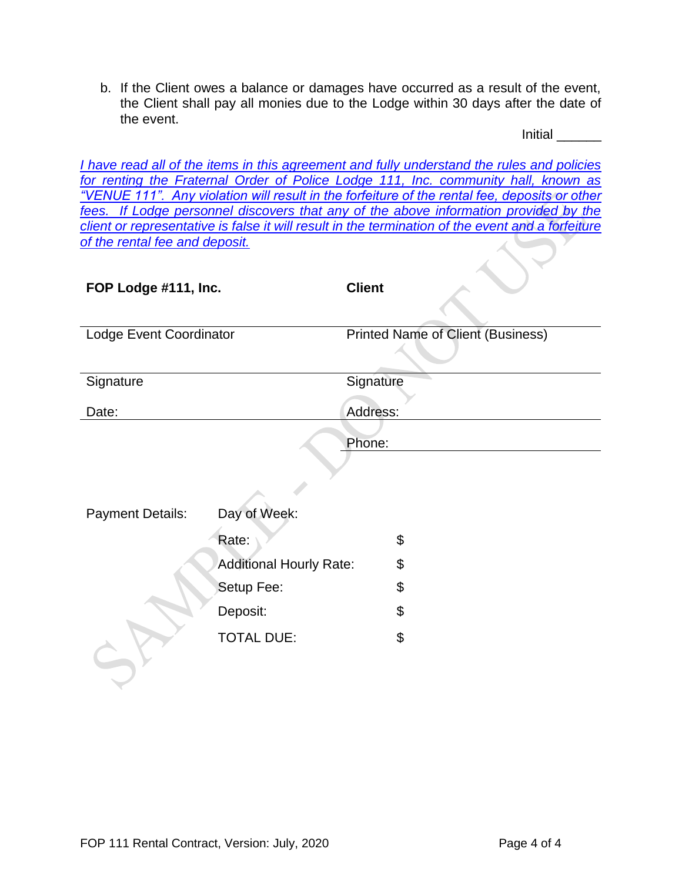b. If the Client owes a balance or damages have occurred as a result of the event, the Client shall pay all monies due to the Lodge within 30 days after the date of the event.

Initial ______

*I have read all of the items in this agreement and fully understand the rules and policies for renting the Fraternal Order of Police Lodge 111, Inc. community hall, known as "VENUE 111". Any violation will result in the forfeiture of the rental fee, deposits or other fees. If Lodge personnel discovers that any of the above information provided by the client or representative is false it will result in the termination of the event and a forfeiture of the rental fee and deposit.*

| **FOP Lodge #111, Inc.** | **Client** |
|---|---|
| Lodge Event Coordinator | Printed Name of Client (Business) |
| Signature | Signature |
| Date: | Address: |
| | Phone: |

| | | |
|---|---|---|
| Payment Details: | Day of Week: | |
| | Rate: | $ |
| | Additional Hourly Rate: | $ |
| | Setup Fee: | $ |
| | Deposit: | $ |
| | TOTAL DUE: | $ |

FOP 111 Rental Contract, Version: July, 2020